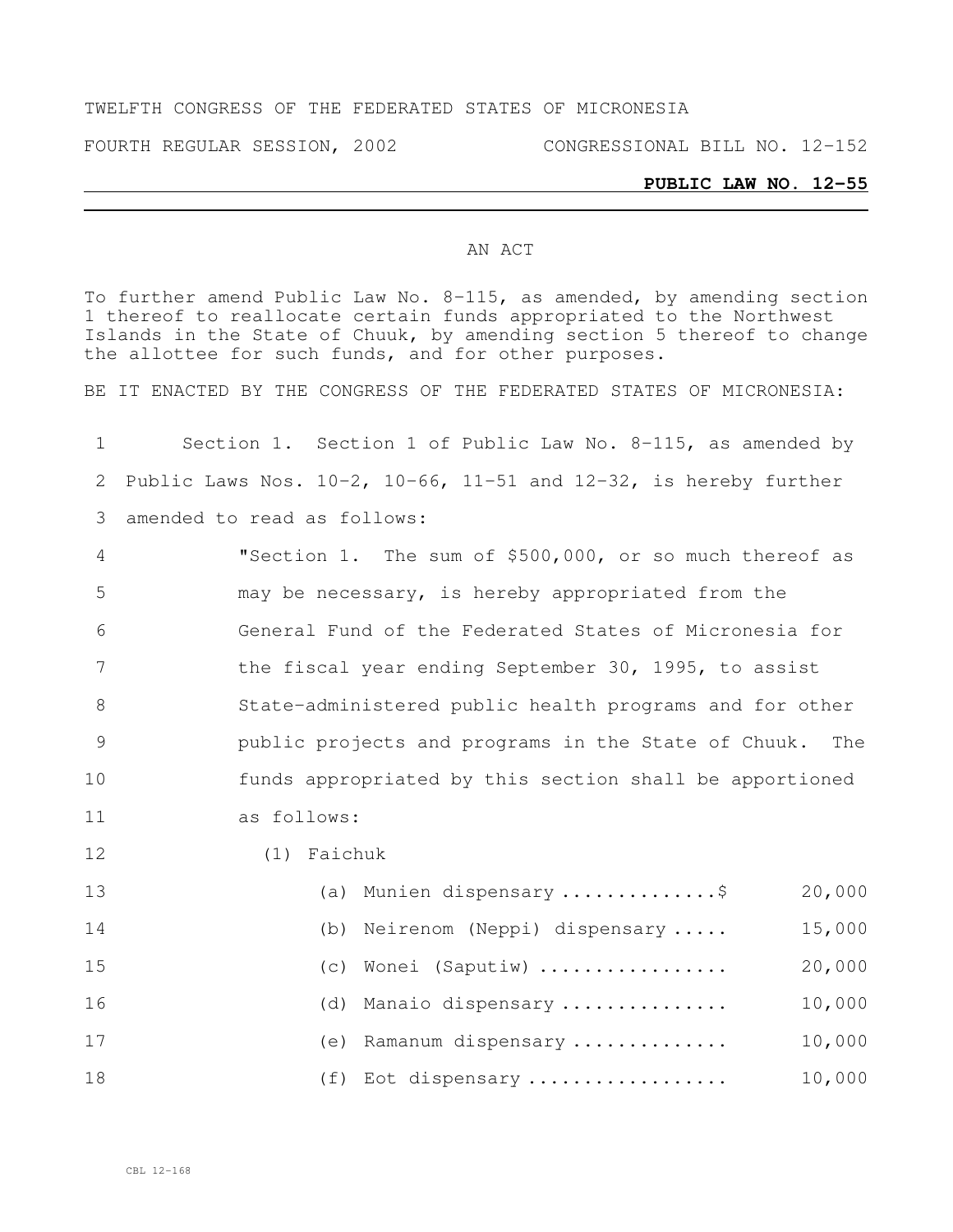TWELFTH CONGRESS OF THE FEDERATED STATES OF MICRONESIA

FOURTH REGULAR SESSION, 2002 CONGRESSIONAL BILL NO. 12-152

**PUBLIC LAW NO. 12-55**

AN ACT

To further amend Public Law No. 8-115, as amended, by amending section 1 thereof to reallocate certain funds appropriated to the Northwest Islands in the State of Chuuk, by amending section 5 thereof to change the allottee for such funds, and for other purposes.

BE IT ENACTED BY THE CONGRESS OF THE FEDERATED STATES OF MICRONESIA:

1 Section 1. Section 1 of Public Law No. 8-115, as amended by
2 Public Laws Nos. 10-2, 10-66, 11-51 and 12-32, is hereby further
3 amended to read as follows:

4 "Section 1. The sum of $500,000, or so much thereof as
5 may be necessary, is hereby appropriated from the
6 General Fund of the Federated States of Micronesia for
7 the fiscal year ending September 30, 1995, to assist
8 State-administered public health programs and for other
9 public projects and programs in the State of Chuuk. The
10 funds appropriated by this section shall be apportioned
11 as follows:

12 (1) Faichuk

13 (a) Munien dispensary ..............$ 20,000
14 (b) Neirenom (Neppi) dispensary ..... 15,000
15 (c) Wonei (Saputiw) ................. 20,000
16 (d) Manaio dispensary ............... 10,000
17 (e) Ramanum dispensary .............. 10,000
18 (f) Eot dispensary .................. 10,000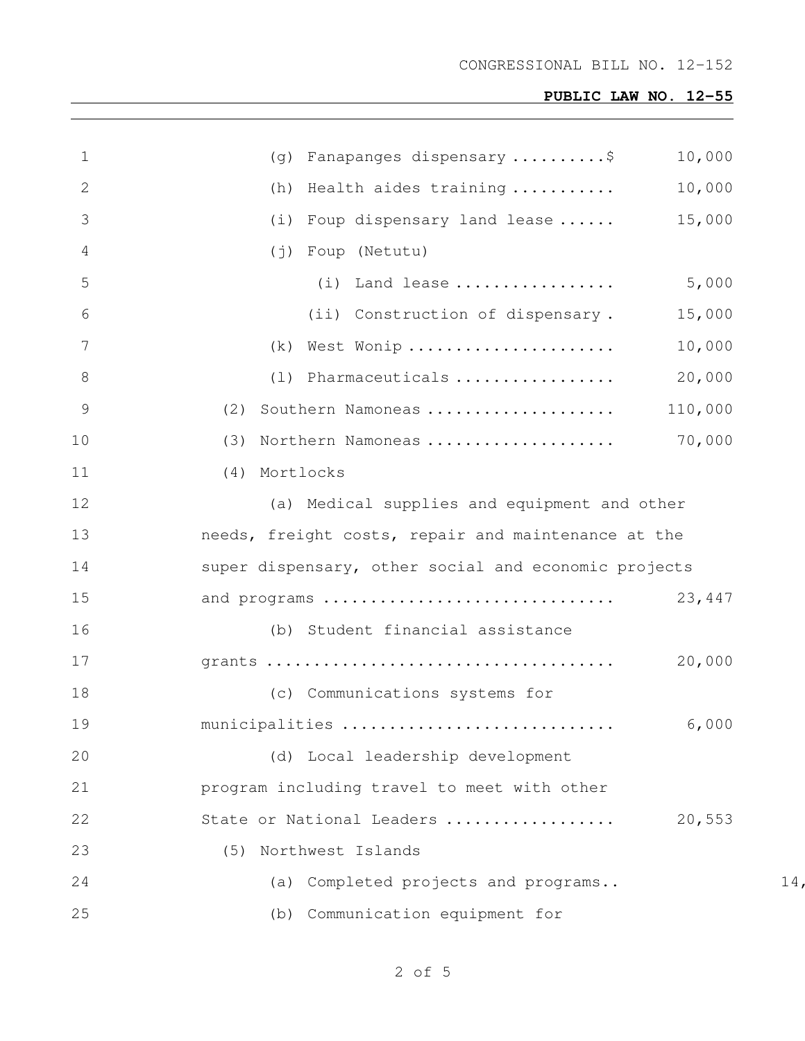(g) Fanapanges dispensary ..........$ 10,000

(h) Health aides training ........... 10,000

(i) Foup dispensary land lease ...... 15,000

(j) Foup (Netutu)

(i) Land lease ................. 5,000

(ii) Construction of dispensary . 15,000

(k) West Wonip ...................... 10,000

(l) Pharmaceuticals ................. 20,000

(2) Southern Namoneas .................... 110,000

(3) Northern Namoneas .................... 70,000

(4) Mortlocks

(a) Medical supplies and equipment and other needs, freight costs, repair and maintenance at the super dispensary, other social and economic projects and programs ............................... 23,447

(b) Student financial assistance grants ..................................... 20,000

(c) Communications systems for municipalities ............................. 6,000

(d) Local leadership development program including travel to meet with other State or National Leaders .................. 20,553

(5) Northwest Islands

(a) Completed projects and programs.. 14,

(b) Communication equipment for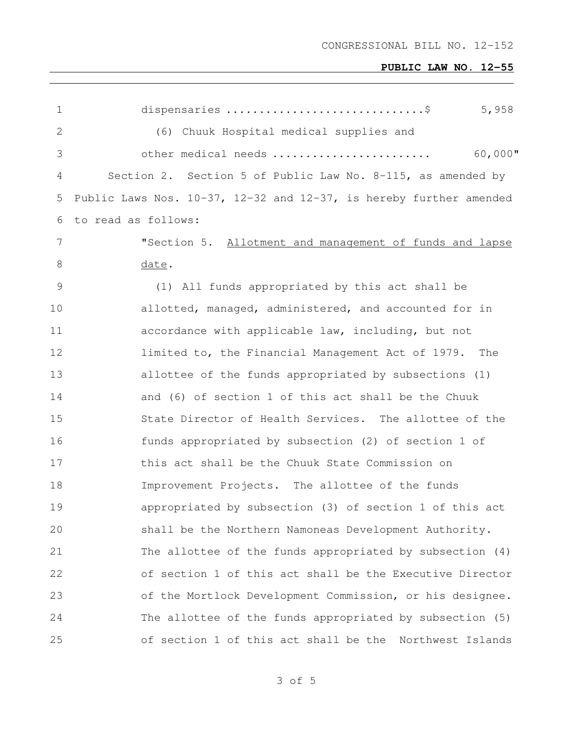dispensaries ............................$ 5,958

(6) Chuuk Hospital medical supplies and other medical needs ....................... 60,000"

Section 2. Section 5 of Public Law No. 8-115, as amended by Public Laws Nos. 10-37, 12-32 and 12-37, is hereby further amended to read as follows:

"Section 5. Allotment and management of funds and lapse date.

(1) All funds appropriated by this act shall be allotted, managed, administered, and accounted for in accordance with applicable law, including, but not limited to, the Financial Management Act of 1979. The allottee of the funds appropriated by subsections (1) and (6) of section 1 of this act shall be the Chuuk State Director of Health Services. The allottee of the funds appropriated by subsection (2) of section 1 of this act shall be the Chuuk State Commission on Improvement Projects. The allottee of the funds appropriated by subsection (3) of section 1 of this act shall be the Northern Namoneas Development Authority. The allottee of the funds appropriated by subsection (4) of section 1 of this act shall be the Executive Director of the Mortlock Development Commission, or his designee. The allottee of the funds appropriated by subsection (5) of section 1 of this act shall be the Northwest Islands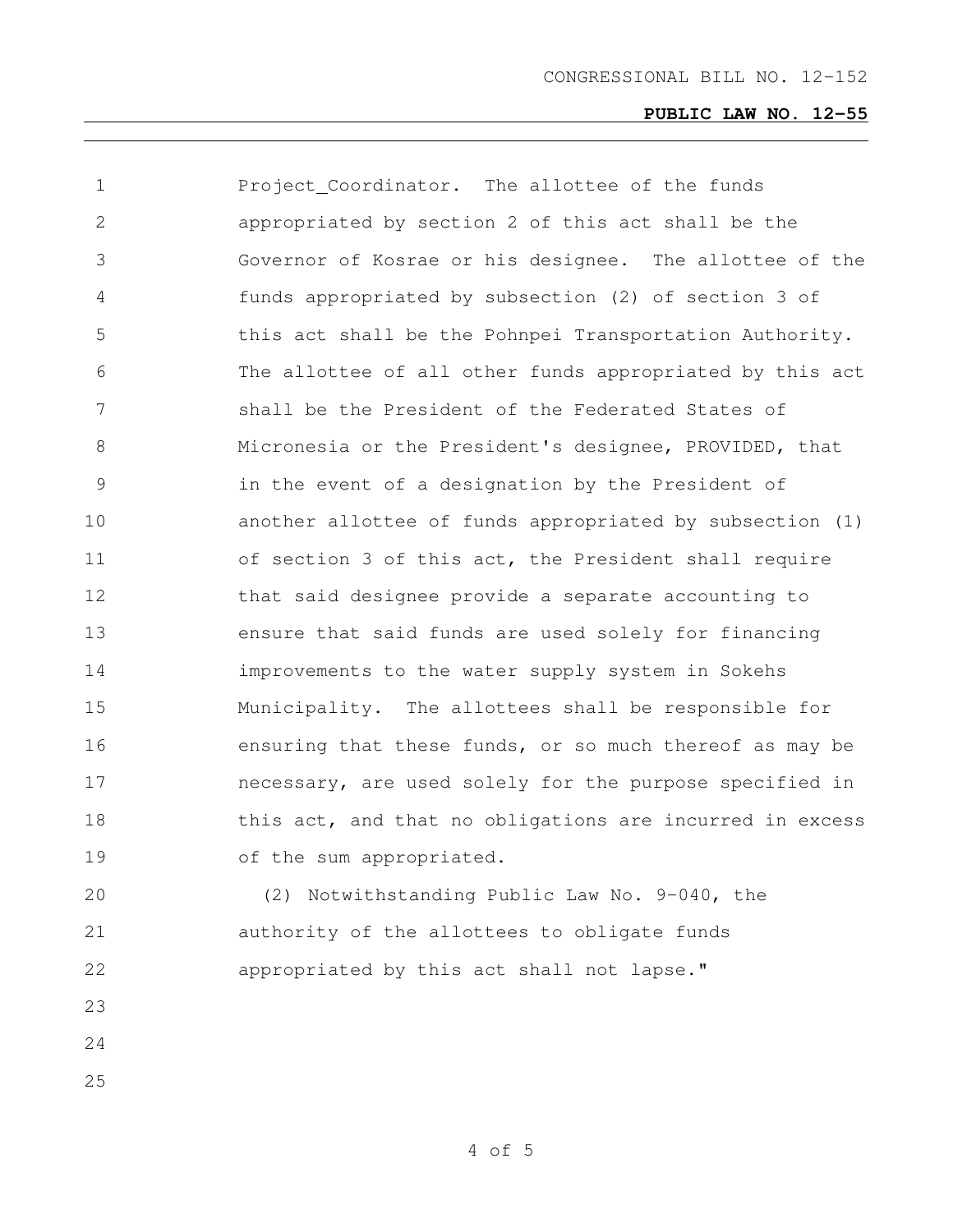Project_Coordinator. The allottee of the funds appropriated by section 2 of this act shall be the Governor of Kosrae or his designee. The allottee of the funds appropriated by subsection (2) of section 3 of this act shall be the Pohnpei Transportation Authority. The allottee of all other funds appropriated by this act shall be the President of the Federated States of Micronesia or the President's designee, PROVIDED, that in the event of a designation by the President of another allottee of funds appropriated by subsection (1) of section 3 of this act, the President shall require that said designee provide a separate accounting to ensure that said funds are used solely for financing improvements to the water supply system in Sokehs Municipality. The allottees shall be responsible for ensuring that these funds, or so much thereof as may be necessary, are used solely for the purpose specified in this act, and that no obligations are incurred in excess of the sum appropriated.

(2) Notwithstanding Public Law No. 9-040, the authority of the allottees to obligate funds appropriated by this act shall not lapse."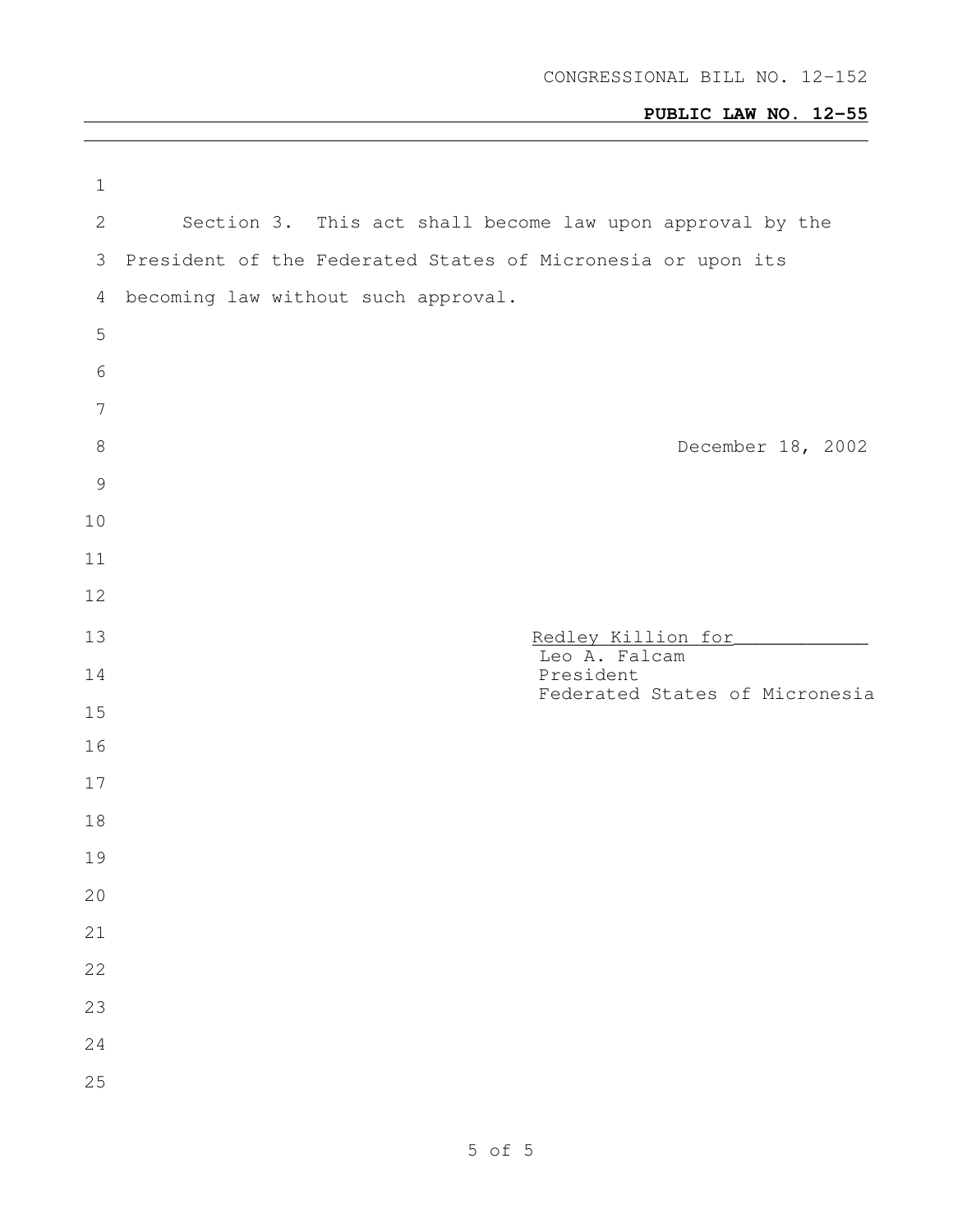Section 3. This act shall become law upon approval by the President of the Federated States of Micronesia or upon its becoming law without such approval.

December 18, 2002

Redley Killion for___________
Leo A. Falcam
President
Federated States of Micronesia